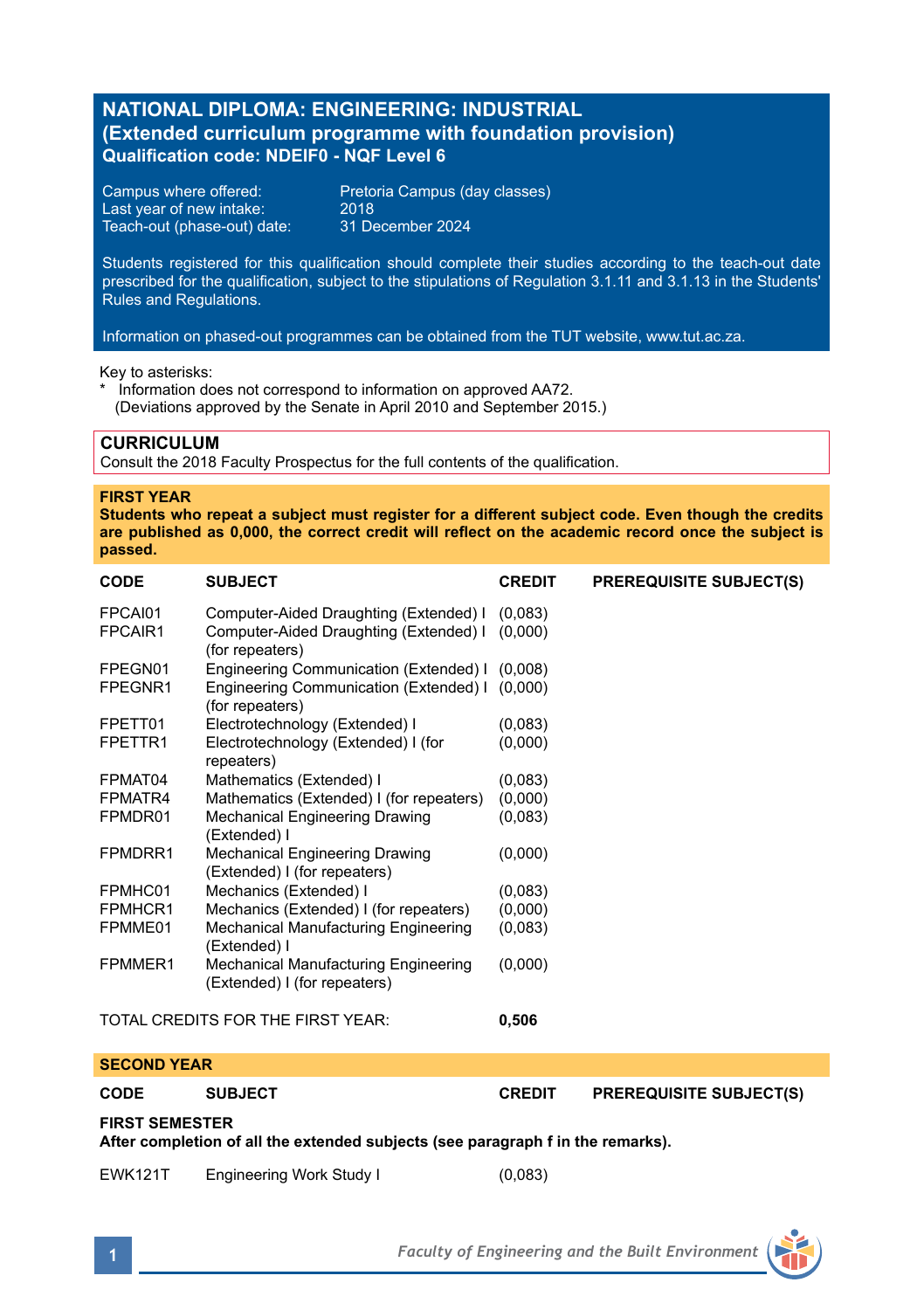# NATIONAL DIPLOMA: ENGINEERING: INDUSTRIAL
## (Extended curriculum programme with foundation provision)
### Qualification code: NDEIF0 - NQF Level 6

Campus where offered: Pretoria Campus (day classes)
Last year of new intake: 2018
Teach-out (phase-out) date: 31 December 2024

Students registered for this qualification should complete their studies according to the teach-out date prescribed for the qualification, subject to the stipulations of Regulation 3.1.11 and 3.1.13 in the Students' Rules and Regulations.

Information on phased-out programmes can be obtained from the TUT website, www.tut.ac.za.

Key to asterisks:
* Information does not correspond to information on approved AA72.
(Deviations approved by the Senate in April 2010 and September 2015.)

## CURRICULUM

Consult the 2018 Faculty Prospectus for the full contents of the qualification.

### FIRST YEAR

**Students who repeat a subject must register for a different subject code. Even though the credits are published as 0,000, the correct credit will reflect on the academic record once the subject is passed.**

| CODE | SUBJECT | CREDIT | PREREQUISITE SUBJECT(S) |
|---|---|---|---|
| FPCAI01 | Computer-Aided Draughting (Extended) I | (0,083) | |
| FPCAIR1 | Computer-Aided Draughting (Extended) I (for repeaters) | (0,000) | |
| FPEGN01 | Engineering Communication (Extended) I | (0,008) | |
| FPEGNR1 | Engineering Communication (Extended) I (for repeaters) | (0,000) | |
| FPETT01 | Electrotechnology (Extended) I | (0,083) | |
| FPETTR1 | Electrotechnology (Extended) I (for repeaters) | (0,000) | |
| FPMAT04 | Mathematics (Extended) I | (0,083) | |
| FPMATR4 | Mathematics (Extended) I (for repeaters) | (0,000) | |
| FPMDR01 | Mechanical Engineering Drawing (Extended) I | (0,083) | |
| FPMDRR1 | Mechanical Engineering Drawing (Extended) I (for repeaters) | (0,000) | |
| FPMHC01 | Mechanics (Extended) I | (0,083) | |
| FPMHCR1 | Mechanics (Extended) I (for repeaters) | (0,000) | |
| FPMME01 | Mechanical Manufacturing Engineering (Extended) I | (0,083) | |
| FPMMER1 | Mechanical Manufacturing Engineering (Extended) I (for repeaters) | (0,000) | |

TOTAL CREDITS FOR THE FIRST YEAR: **0,506**

### SECOND YEAR

| CODE | SUBJECT | CREDIT | PREREQUISITE SUBJECT(S) |
|---|---|---|---|

**FIRST SEMESTER**
**After completion of all the extended subjects (see paragraph f in the remarks).**

| CODE | SUBJECT | CREDIT | PREREQUISITE SUBJECT(S) |
|---|---|---|---|
| EWK121T | Engineering Work Study I | (0,083) | |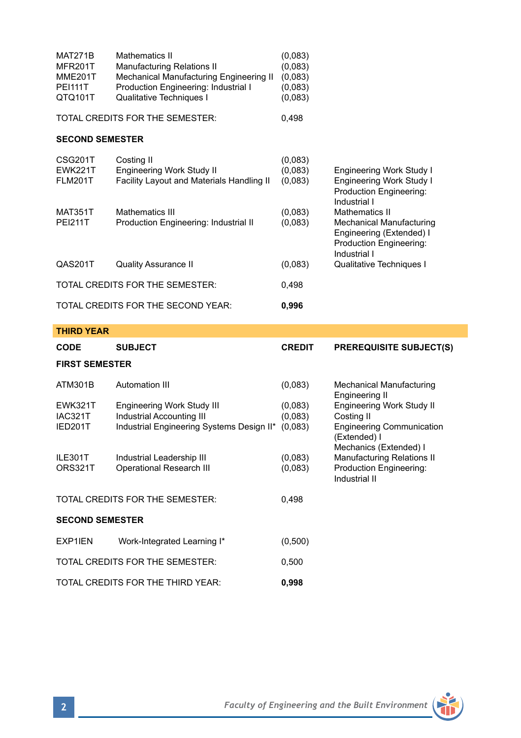| CODE | SUBJECT | CREDIT | PREREQUISITE SUBJECT(S) |
|---|---|---|---|
| MAT271B | Mathematics II | (0,083) | |
| MFR201T | Manufacturing Relations II | (0,083) | |
| MME201T | Mechanical Manufacturing Engineering II | (0,083) | |
| PEI111T | Production Engineering: Industrial I | (0,083) | |
| QTQ101T | Qualitative Techniques I | (0,083) | |
| TOTAL CREDITS FOR THE SEMESTER: | | 0,498 | |

**SECOND SEMESTER**

| CODE | SUBJECT | CREDIT | PREREQUISITE SUBJECT(S) |
|---|---|---|---|
| CSG201T | Costing II | (0,083) | |
| EWK221T | Engineering Work Study II | (0,083) | Engineering Work Study I |
| FLM201T | Facility Layout and Materials Handling II | (0,083) | Engineering Work Study I<br>Production Engineering: Industrial I |
| MAT351T | Mathematics III | (0,083) | Mathematics II |
| PEI211T | Production Engineering: Industrial II | (0,083) | Mechanical Manufacturing Engineering (Extended) I<br>Production Engineering: Industrial I |
| QAS201T | Quality Assurance II | (0,083) | Qualitative Techniques I |
| TOTAL CREDITS FOR THE SEMESTER: | | 0,498 | |
| TOTAL CREDITS FOR THE SECOND YEAR: | | **0,996** | |

## THIRD YEAR

**FIRST SEMESTER**

| CODE | SUBJECT | CREDIT | PREREQUISITE SUBJECT(S) |
|---|---|---|---|
| ATM301B | Automation III | (0,083) | Mechanical Manufacturing Engineering II |
| EWK321T | Engineering Work Study III | (0,083) | Engineering Work Study II |
| IAC321T | Industrial Accounting III | (0,083) | Costing II |
| IED201T | Industrial Engineering Systems Design II* | (0,083) | Engineering Communication (Extended) I<br>Mechanics (Extended) I |
| ILE301T | Industrial Leadership III | (0,083) | Manufacturing Relations II |
| ORS321T | Operational Research III | (0,083) | Production Engineering: Industrial II |
| TOTAL CREDITS FOR THE SEMESTER: | | 0,498 | |

**SECOND SEMESTER**

| CODE | SUBJECT | CREDIT | PREREQUISITE SUBJECT(S) |
|---|---|---|---|
| EXP1IEN | Work-Integrated Learning I* | (0,500) | |
| TOTAL CREDITS FOR THE SEMESTER: | | 0,500 | |
| TOTAL CREDITS FOR THE THIRD YEAR: | | **0,998** | |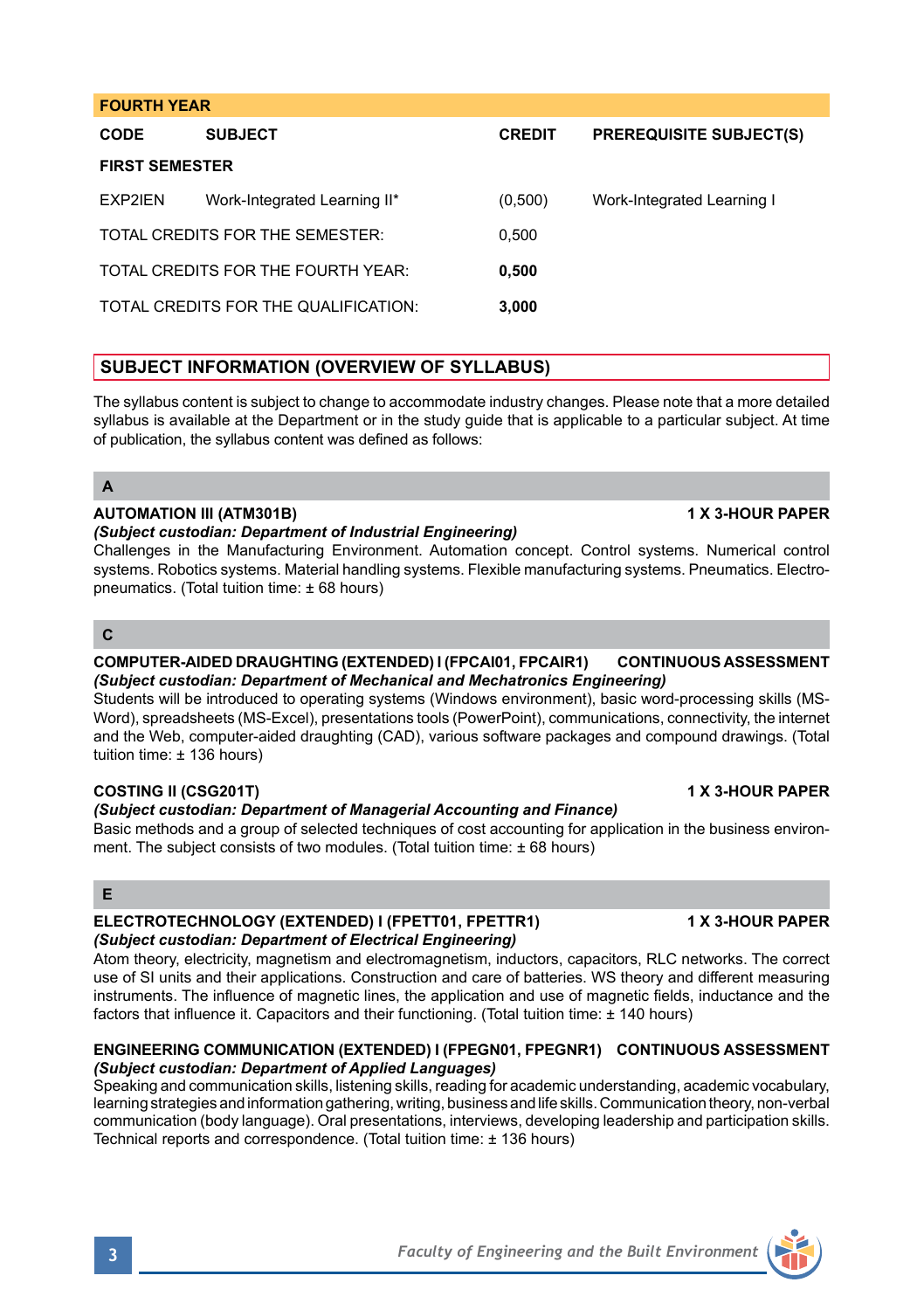| FOURTH YEAR | | | |
|---|---|---|---|
| **CODE** | **SUBJECT** | **CREDIT** | **PREREQUISITE SUBJECT(S)** |
| **FIRST SEMESTER** | | | |
| EXP2IEN | Work-Integrated Learning II* | (0,500) | Work-Integrated Learning I |
| TOTAL CREDITS FOR THE SEMESTER: | | 0,500 | |
| TOTAL CREDITS FOR THE FOURTH YEAR: | | **0,500** | |
| TOTAL CREDITS FOR THE QUALIFICATION: | | **3,000** | |

## SUBJECT INFORMATION (OVERVIEW OF SYLLABUS)

The syllabus content is subject to change to accommodate industry changes. Please note that a more detailed syllabus is available at the Department or in the study guide that is applicable to a particular subject. At time of publication, the syllabus content was defined as follows:

### A

**AUTOMATION III (ATM301B) — 1 X 3-HOUR PAPER**
***(Subject custodian: Department of Industrial Engineering)***
Challenges in the Manufacturing Environment. Automation concept. Control systems. Numerical control systems. Robotics systems. Material handling systems. Flexible manufacturing systems. Pneumatics. Electro-pneumatics. (Total tuition time: ± 68 hours)

### C

**COMPUTER-AIDED DRAUGHTING (EXTENDED) I (FPCAI01, FPCAIR1) — CONTINUOUS ASSESSMENT**
***(Subject custodian: Department of Mechanical and Mechatronics Engineering)***
Students will be introduced to operating systems (Windows environment), basic word-processing skills (MS-Word), spreadsheets (MS-Excel), presentations tools (PowerPoint), communications, connectivity, the internet and the Web, computer-aided draughting (CAD), various software packages and compound drawings. (Total tuition time: ± 136 hours)

**COSTING II (CSG201T) — 1 X 3-HOUR PAPER**
***(Subject custodian: Department of Managerial Accounting and Finance)***
Basic methods and a group of selected techniques of cost accounting for application in the business environment. The subject consists of two modules. (Total tuition time: ± 68 hours)

### E

**ELECTROTECHNOLOGY (EXTENDED) I (FPETT01, FPETTR1) — 1 X 3-HOUR PAPER**
***(Subject custodian: Department of Electrical Engineering)***
Atom theory, electricity, magnetism and electromagnetism, inductors, capacitors, RLC networks. The correct use of SI units and their applications. Construction and care of batteries. WS theory and different measuring instruments. The influence of magnetic lines, the application and use of magnetic fields, inductance and the factors that influence it. Capacitors and their functioning. (Total tuition time: ± 140 hours)

**ENGINEERING COMMUNICATION (EXTENDED) I (FPEGN01, FPEGNR1) — CONTINUOUS ASSESSMENT**
***(Subject custodian: Department of Applied Languages)***
Speaking and communication skills, listening skills, reading for academic understanding, academic vocabulary, learning strategies and information gathering, writing, business and life skills. Communication theory, non-verbal communication (body language). Oral presentations, interviews, developing leadership and participation skills. Technical reports and correspondence. (Total tuition time: ± 136 hours)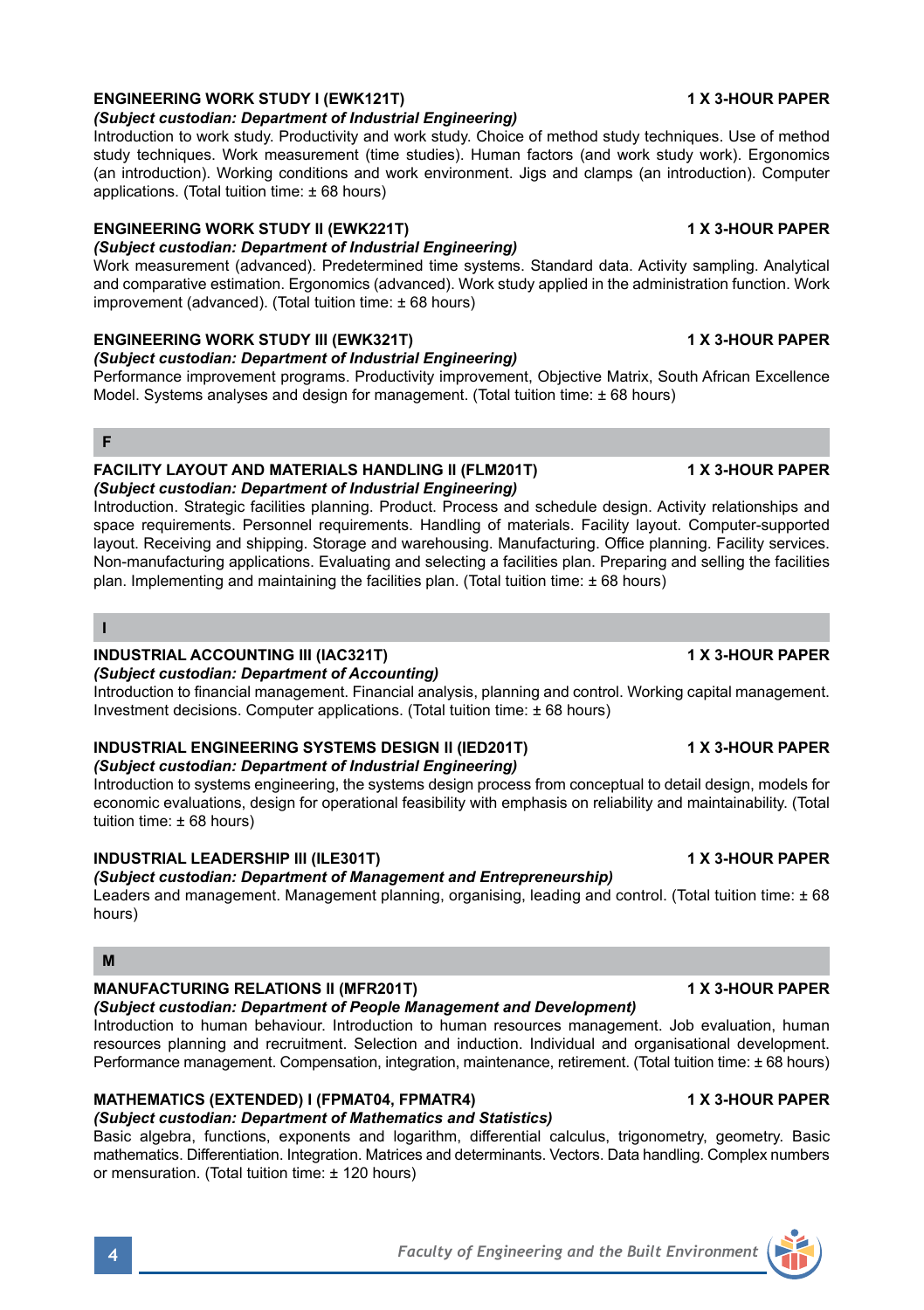**ENGINEERING WORK STUDY I (EWK121T)** **1 X 3-HOUR PAPER**

***(Subject custodian: Department of Industrial Engineering)***

Introduction to work study. Productivity and work study. Choice of method study techniques. Use of method study techniques. Work measurement (time studies). Human factors (and work study work). Ergonomics (an introduction). Working conditions and work environment. Jigs and clamps (an introduction). Computer applications. (Total tuition time: ± 68 hours)

**ENGINEERING WORK STUDY II (EWK221T)** **1 X 3-HOUR PAPER**

***(Subject custodian: Department of Industrial Engineering)***

Work measurement (advanced). Predetermined time systems. Standard data. Activity sampling. Analytical and comparative estimation. Ergonomics (advanced). Work study applied in the administration function. Work improvement (advanced). (Total tuition time: ± 68 hours)

**ENGINEERING WORK STUDY III (EWK321T)** **1 X 3-HOUR PAPER**

***(Subject custodian: Department of Industrial Engineering)***

Performance improvement programs. Productivity improvement, Objective Matrix, South African Excellence Model. Systems analyses and design for management. (Total tuition time: ± 68 hours)

## F

**FACILITY LAYOUT AND MATERIALS HANDLING II (FLM201T)** **1 X 3-HOUR PAPER**

***(Subject custodian: Department of Industrial Engineering)***

Introduction. Strategic facilities planning. Product. Process and schedule design. Activity relationships and space requirements. Personnel requirements. Handling of materials. Facility layout. Computer-supported layout. Receiving and shipping. Storage and warehousing. Manufacturing. Office planning. Facility services. Non-manufacturing applications. Evaluating and selecting a facilities plan. Preparing and selling the facilities plan. Implementing and maintaining the facilities plan. (Total tuition time: ± 68 hours)

## I

**INDUSTRIAL ACCOUNTING III (IAC321T)** **1 X 3-HOUR PAPER**

***(Subject custodian: Department of Accounting)***

Introduction to financial management. Financial analysis, planning and control. Working capital management. Investment decisions. Computer applications. (Total tuition time: ± 68 hours)

**INDUSTRIAL ENGINEERING SYSTEMS DESIGN II (IED201T)** **1 X 3-HOUR PAPER**

***(Subject custodian: Department of Industrial Engineering)***

Introduction to systems engineering, the systems design process from conceptual to detail design, models for economic evaluations, design for operational feasibility with emphasis on reliability and maintainability. (Total tuition time: ± 68 hours)

**INDUSTRIAL LEADERSHIP III (ILE301T)** **1 X 3-HOUR PAPER**

***(Subject custodian: Department of Management and Entrepreneurship)***

Leaders and management. Management planning, organising, leading and control. (Total tuition time: ± 68 hours)

## M

**MANUFACTURING RELATIONS II (MFR201T)** **1 X 3-HOUR PAPER**

***(Subject custodian: Department of People Management and Development)***

Introduction to human behaviour. Introduction to human resources management. Job evaluation, human resources planning and recruitment. Selection and induction. Individual and organisational development. Performance management. Compensation, integration, maintenance, retirement. (Total tuition time: ± 68 hours)

**MATHEMATICS (EXTENDED) I (FPMAT04, FPMATR4)** **1 X 3-HOUR PAPER**

***(Subject custodian: Department of Mathematics and Statistics)***

Basic algebra, functions, exponents and logarithm, differential calculus, trigonometry, geometry. Basic mathematics. Differentiation. Integration. Matrices and determinants. Vectors. Data handling. Complex numbers or mensuration. (Total tuition time: ± 120 hours)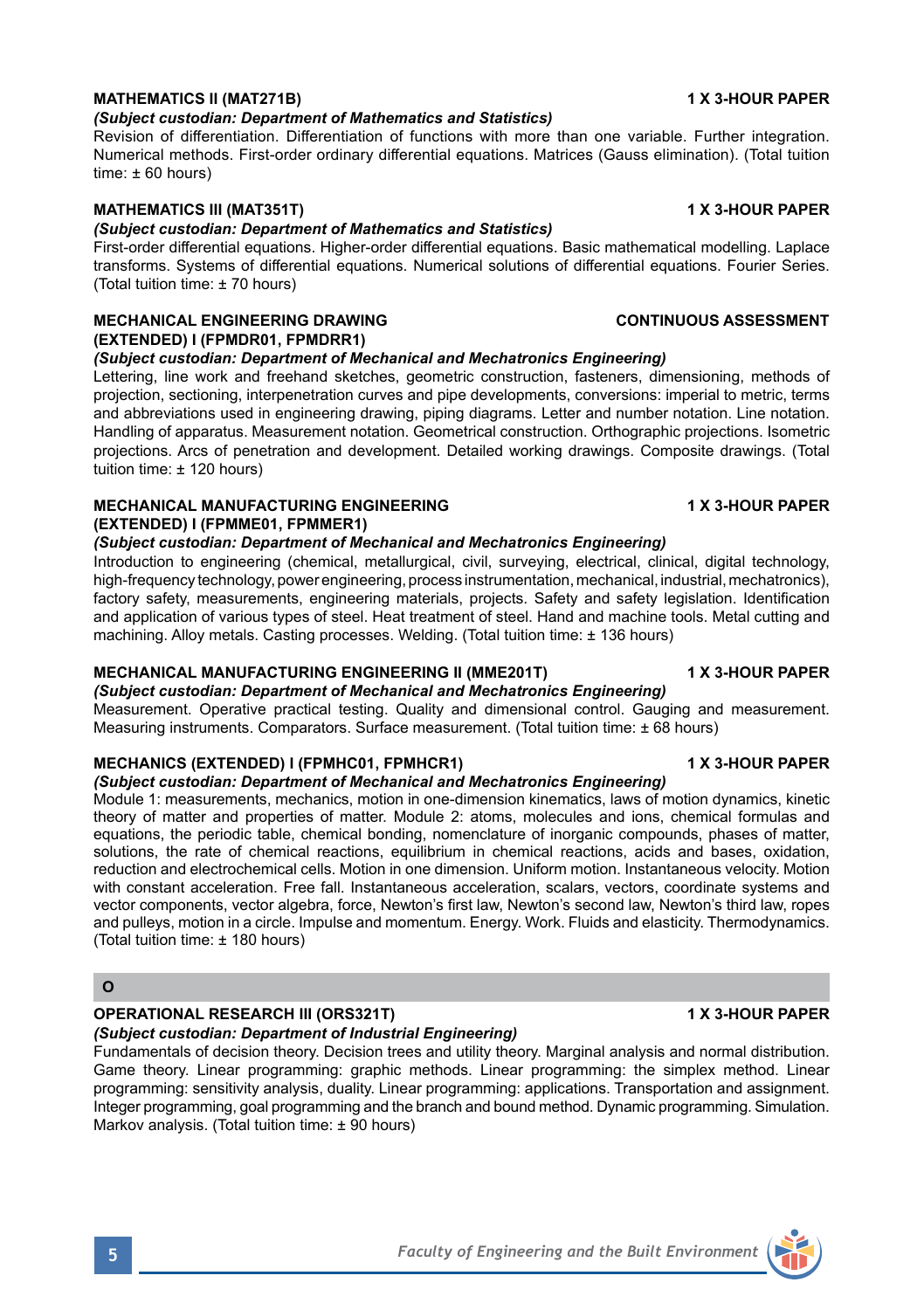**MATHEMATICS II (MAT271B)** **1 X 3-HOUR PAPER**

***(Subject custodian: Department of Mathematics and Statistics)***

Revision of differentiation. Differentiation of functions with more than one variable. Further integration. Numerical methods. First-order ordinary differential equations. Matrices (Gauss elimination). (Total tuition time: ± 60 hours)

**MATHEMATICS III (MAT351T)** **1 X 3-HOUR PAPER**

***(Subject custodian: Department of Mathematics and Statistics)***

First-order differential equations. Higher-order differential equations. Basic mathematical modelling. Laplace transforms. Systems of differential equations. Numerical solutions of differential equations. Fourier Series. (Total tuition time: ± 70 hours)

**MECHANICAL ENGINEERING DRAWING (EXTENDED) I (FPMDR01, FPMDRR1)** **CONTINUOUS ASSESSMENT**

***(Subject custodian: Department of Mechanical and Mechatronics Engineering)***

Lettering, line work and freehand sketches, geometric construction, fasteners, dimensioning, methods of projection, sectioning, interpenetration curves and pipe developments, conversions: imperial to metric, terms and abbreviations used in engineering drawing, piping diagrams. Letter and number notation. Line notation. Handling of apparatus. Measurement notation. Geometrical construction. Orthographic projections. Isometric projections. Arcs of penetration and development. Detailed working drawings. Composite drawings. (Total tuition time: ± 120 hours)

**MECHANICAL MANUFACTURING ENGINEERING (EXTENDED) I (FPMME01, FPMMER1)** **1 X 3-HOUR PAPER**

***(Subject custodian: Department of Mechanical and Mechatronics Engineering)***

Introduction to engineering (chemical, metallurgical, civil, surveying, electrical, clinical, digital technology, high-frequency technology, power engineering, process instrumentation, mechanical, industrial, mechatronics), factory safety, measurements, engineering materials, projects. Safety and safety legislation. Identification and application of various types of steel. Heat treatment of steel. Hand and machine tools. Metal cutting and machining. Alloy metals. Casting processes. Welding. (Total tuition time: ± 136 hours)

**MECHANICAL MANUFACTURING ENGINEERING II (MME201T)** **1 X 3-HOUR PAPER**

***(Subject custodian: Department of Mechanical and Mechatronics Engineering)***

Measurement. Operative practical testing. Quality and dimensional control. Gauging and measurement. Measuring instruments. Comparators. Surface measurement. (Total tuition time: ± 68 hours)

**MECHANICS (EXTENDED) I (FPMHC01, FPMHCR1)** **1 X 3-HOUR PAPER**

***(Subject custodian: Department of Mechanical and Mechatronics Engineering)***

Module 1: measurements, mechanics, motion in one-dimension kinematics, laws of motion dynamics, kinetic theory of matter and properties of matter. Module 2: atoms, molecules and ions, chemical formulas and equations, the periodic table, chemical bonding, nomenclature of inorganic compounds, phases of matter, solutions, the rate of chemical reactions, equilibrium in chemical reactions, acids and bases, oxidation, reduction and electrochemical cells. Motion in one dimension. Uniform motion. Instantaneous velocity. Motion with constant acceleration. Free fall. Instantaneous acceleration, scalars, vectors, coordinate systems and vector components, vector algebra, force, Newton's first law, Newton's second law, Newton's third law, ropes and pulleys, motion in a circle. Impulse and momentum. Energy. Work. Fluids and elasticity. Thermodynamics. (Total tuition time: ± 180 hours)

## O

**OPERATIONAL RESEARCH III (ORS321T)** **1 X 3-HOUR PAPER**

***(Subject custodian: Department of Industrial Engineering)***

Fundamentals of decision theory. Decision trees and utility theory. Marginal analysis and normal distribution. Game theory. Linear programming: graphic methods. Linear programming: the simplex method. Linear programming: sensitivity analysis, duality. Linear programming: applications. Transportation and assignment. Integer programming, goal programming and the branch and bound method. Dynamic programming. Simulation. Markov analysis. (Total tuition time: ± 90 hours)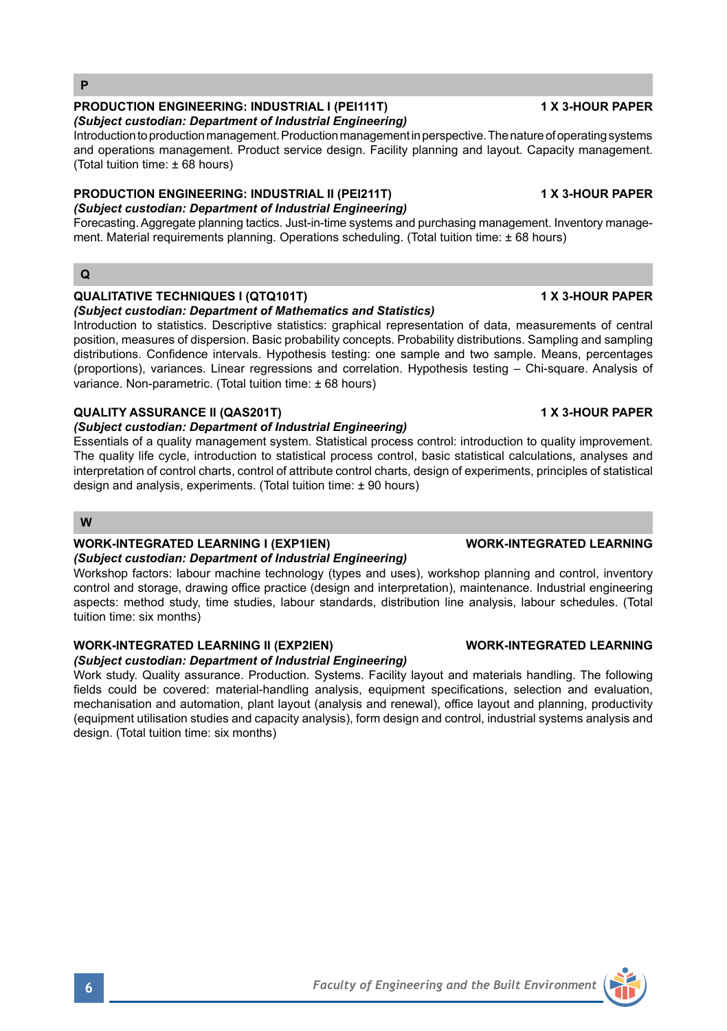## P

### PRODUCTION ENGINEERING: INDUSTRIAL I (PEI111T) — 1 X 3-HOUR PAPER

***(Subject custodian: Department of Industrial Engineering)***

Introduction to production management. Production management in perspective. The nature of operating systems and operations management. Product service design. Facility planning and layout. Capacity management. (Total tuition time: ± 68 hours)

### PRODUCTION ENGINEERING: INDUSTRIAL II (PEI211T) — 1 X 3-HOUR PAPER

***(Subject custodian: Department of Industrial Engineering)***

Forecasting. Aggregate planning tactics. Just-in-time systems and purchasing management. Inventory management. Material requirements planning. Operations scheduling. (Total tuition time: ± 68 hours)

## Q

### QUALITATIVE TECHNIQUES I (QTQ101T) — 1 X 3-HOUR PAPER

***(Subject custodian: Department of Mathematics and Statistics)***

Introduction to statistics. Descriptive statistics: graphical representation of data, measurements of central position, measures of dispersion. Basic probability concepts. Probability distributions. Sampling and sampling distributions. Confidence intervals. Hypothesis testing: one sample and two sample. Means, percentages (proportions), variances. Linear regressions and correlation. Hypothesis testing – Chi-square. Analysis of variance. Non-parametric. (Total tuition time: ± 68 hours)

### QUALITY ASSURANCE II (QAS201T) — 1 X 3-HOUR PAPER

***(Subject custodian: Department of Industrial Engineering)***

Essentials of a quality management system. Statistical process control: introduction to quality improvement. The quality life cycle, introduction to statistical process control, basic statistical calculations, analyses and interpretation of control charts, control of attribute control charts, design of experiments, principles of statistical design and analysis, experiments. (Total tuition time: ± 90 hours)

## W

### WORK-INTEGRATED LEARNING I (EXP1IEN) — WORK-INTEGRATED LEARNING

***(Subject custodian: Department of Industrial Engineering)***

Workshop factors: labour machine technology (types and uses), workshop planning and control, inventory control and storage, drawing office practice (design and interpretation), maintenance. Industrial engineering aspects: method study, time studies, labour standards, distribution line analysis, labour schedules. (Total tuition time: six months)

### WORK-INTEGRATED LEARNING II (EXP2IEN) — WORK-INTEGRATED LEARNING

***(Subject custodian: Department of Industrial Engineering)***

Work study. Quality assurance. Production. Systems. Facility layout and materials handling. The following fields could be covered: material-handling analysis, equipment specifications, selection and evaluation, mechanisation and automation, plant layout (analysis and renewal), office layout and planning, productivity (equipment utilisation studies and capacity analysis), form design and control, industrial systems analysis and design. (Total tuition time: six months)